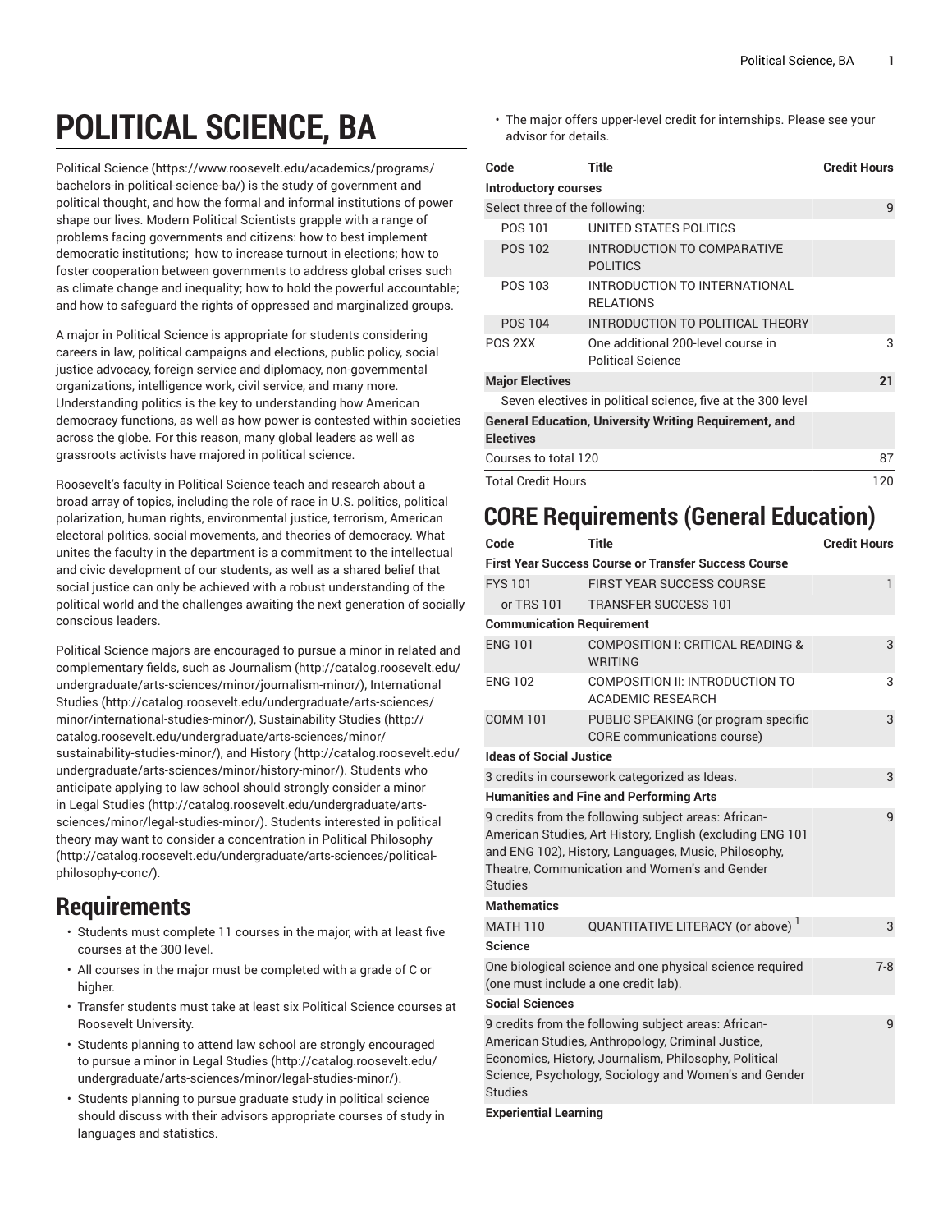# POLITICAL SCIENCE, BA

Political Science (https://www.roosevelt.edu/academics/programs/bachelors-in-political-science-ba/) is the study of government and political thought, and how the formal and informal institutions of power shape our lives. Modern Political Scientists grapple with a range of problems facing governments and citizens: how to best implement democratic institutions; how to increase turnout in elections; how to foster cooperation between governments to address global crises such as climate change and inequality; how to hold the powerful accountable; and how to safeguard the rights of oppressed and marginalized groups.

A major in Political Science is appropriate for students considering careers in law, political campaigns and elections, public policy, social justice advocacy, foreign service and diplomacy, non-governmental organizations, intelligence work, civil service, and many more. Understanding politics is the key to understanding how American democracy functions, as well as how power is contested within societies across the globe. For this reason, many global leaders as well as grassroots activists have majored in political science.

Roosevelt's faculty in Political Science teach and research about a broad array of topics, including the role of race in U.S. politics, political polarization, human rights, environmental justice, terrorism, American electoral politics, social movements, and theories of democracy. What unites the faculty in the department is a commitment to the intellectual and civic development of our students, as well as a shared belief that social justice can only be achieved with a robust understanding of the political world and the challenges awaiting the next generation of socially conscious leaders.

Political Science majors are encouraged to pursue a minor in related and complementary fields, such as Journalism (http://catalog.roosevelt.edu/undergraduate/arts-sciences/minor/journalism-minor/), International Studies (http://catalog.roosevelt.edu/undergraduate/arts-sciences/minor/international-studies-minor/), Sustainability Studies (http://catalog.roosevelt.edu/undergraduate/arts-sciences/minor/sustainability-studies-minor/), and History (http://catalog.roosevelt.edu/undergraduate/arts-sciences/minor/history-minor/). Students who anticipate applying to law school should strongly consider a minor in Legal Studies (http://catalog.roosevelt.edu/undergraduate/arts-sciences/minor/legal-studies-minor/). Students interested in political theory may want to consider a concentration in Political Philosophy (http://catalog.roosevelt.edu/undergraduate/arts-sciences/political-philosophy-conc/).

## Requirements

- Students must complete 11 courses in the major, with at least five courses at the 300 level.
- All courses in the major must be completed with a grade of C or higher.
- Transfer students must take at least six Political Science courses at Roosevelt University.
- Students planning to attend law school are strongly encouraged to pursue a minor in Legal Studies (http://catalog.roosevelt.edu/undergraduate/arts-sciences/minor/legal-studies-minor/).
- Students planning to pursue graduate study in political science should discuss with their advisors appropriate courses of study in languages and statistics.
- The major offers upper-level credit for internships. Please see your advisor for details.

| Code | Title | Credit Hours |
|---|---|---|
| **Introductory courses** | | |
| Select three of the following: | | 9 |
| POS 101 | UNITED STATES POLITICS | |
| POS 102 | INTRODUCTION TO COMPARATIVE POLITICS | |
| POS 103 | INTRODUCTION TO INTERNATIONAL RELATIONS | |
| POS 104 | INTRODUCTION TO POLITICAL THEORY | |
| POS 2XX | One additional 200-level course in Political Science | 3 |
| **Major Electives** | | **21** |
| Seven electives in political science, five at the 300 level | | |
| **General Education, University Writing Requirement, and Electives** | | |
| Courses to total 120 | | 87 |
| Total Credit Hours | | 120 |

## CORE Requirements (General Education)

| Code | Title | Credit Hours |
|---|---|---|
| **First Year Success Course or Transfer Success Course** | | |
| FYS 101 | FIRST YEAR SUCCESS COURSE | 1 |
| or TRS 101 | TRANSFER SUCCESS 101 | |
| **Communication Requirement** | | |
| ENG 101 | COMPOSITION I: CRITICAL READING & WRITING | 3 |
| ENG 102 | COMPOSITION II: INTRODUCTION TO ACADEMIC RESEARCH | 3 |
| COMM 101 | PUBLIC SPEAKING (or program specific CORE communications course) | 3 |
| **Ideas of Social Justice** | | |
| 3 credits in coursework categorized as Ideas. | | 3 |
| **Humanities and Fine and Performing Arts** | | |
| 9 credits from the following subject areas: African-American Studies, Art History, English (excluding ENG 101 and ENG 102), History, Languages, Music, Philosophy, Theatre, Communication and Women's and Gender Studies | | 9 |
| **Mathematics** | | |
| MATH 110 | QUANTITATIVE LITERACY (or above) [1] | 3 |
| **Science** | | |
| One biological science and one physical science required (one must include a one credit lab). | | 7-8 |
| **Social Sciences** | | |
| 9 credits from the following subject areas: African-American Studies, Anthropology, Criminal Justice, Economics, History, Journalism, Philosophy, Political Science, Psychology, Sociology and Women's and Gender Studies | | 9 |
| **Experiential Learning** | | |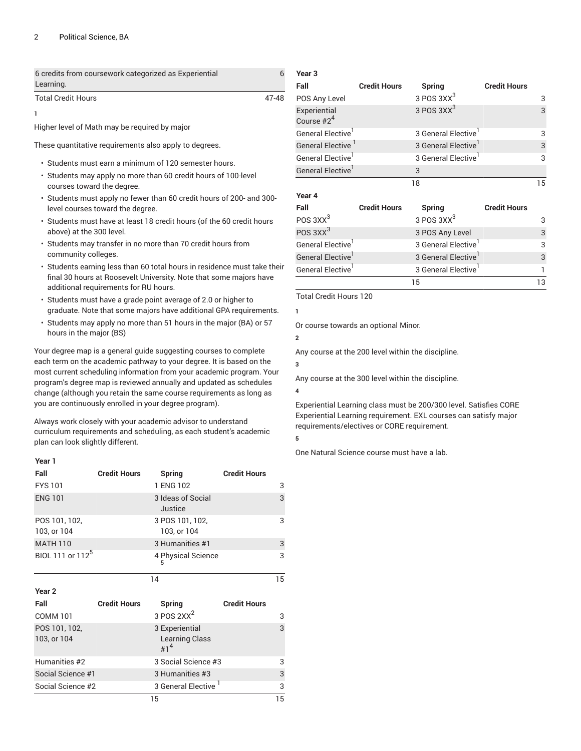| | |
|---|---|
| 6 credits from coursework categorized as Experiential Learning. | 6 |
| Total Credit Hours | 47-48 |

1

Higher level of Math may be required by major

These quantitative requirements also apply to degrees.

- Students must earn a minimum of 120 semester hours.
- Students may apply no more than 60 credit hours of 100-level courses toward the degree.
- Students must apply no fewer than 60 credit hours of 200- and 300-level courses toward the degree.
- Students must have at least 18 credit hours (of the 60 credit hours above) at the 300 level.
- Students may transfer in no more than 70 credit hours from community colleges.
- Students earning less than 60 total hours in residence must take their final 30 hours at Roosevelt University. Note that some majors have additional requirements for RU hours.
- Students must have a grade point average of 2.0 or higher to graduate. Note that some majors have additional GPA requirements.
- Students may apply no more than 51 hours in the major (BA) or 57 hours in the major (BS)

Your degree map is a general guide suggesting courses to complete each term on the academic pathway to your degree. It is based on the most current scheduling information from your academic program. Your program's degree map is reviewed annually and updated as schedules change (although you retain the same course requirements as long as you are continuously enrolled in your degree program).

Always work closely with your academic advisor to understand curriculum requirements and scheduling, as each student's academic plan can look slightly different.

**Year 1**

| Fall | Credit Hours | Spring | Credit Hours |
|---|---|---|---|
| FYS 101 | 1 | ENG 102 | 3 |
| ENG 101 | 3 | Ideas of Social Justice | 3 |
| POS 101, 102, 103, or 104 | 3 | POS 101, 102, 103, or 104 | 3 |
| MATH 110 | 3 | Humanities #1 | 3 |
| BIOL 111 or 112[5] | 4 | Physical Science [5] | 3 |
| | 14 | | 15 |

**Year 2**

| Fall | Credit Hours | Spring | Credit Hours |
|---|---|---|---|
| COMM 101 | 3 | POS 2XX[2] | 3 |
| POS 101, 102, 103, or 104 | 3 | Experiential Learning Class #1[4] | 3 |
| Humanities #2 | 3 | Social Science #3 | 3 |
| Social Science #1 | 3 | Humanities #3 | 3 |
| Social Science #2 | 3 | General Elective [1] | 3 |
| | 15 | | 15 |

**Year 3**

| Fall | Credit Hours | Spring | Credit Hours |
|---|---|---|---|
| POS Any Level | 3 | POS 3XX[3] | 3 |
| Experiential Course #2[4] | 3 | POS 3XX[3] | 3 |
| General Elective[1] | 3 | General Elective[1] | 3 |
| General Elective [1] | 3 | General Elective[1] | 3 |
| General Elective[1] | 3 | General Elective[1] | 3 |
| General Elective[1] | 3 | | |
| | 18 | | 15 |

**Year 4**

| Fall | Credit Hours | Spring | Credit Hours |
|---|---|---|---|
| POS 3XX[3] | 3 | POS 3XX[3] | 3 |
| POS 3XX[3] | 3 | POS Any Level | 3 |
| General Elective[1] | 3 | General Elective[1] | 3 |
| General Elective[1] | 3 | General Elective[1] | 3 |
| General Elective[1] | 3 | General Elective[1] | 1 |
| | 15 | | 13 |

Total Credit Hours 120

1

Or course towards an optional Minor.

2

Any course at the 200 level within the discipline.

3

Any course at the 300 level within the discipline.

4

Experiential Learning class must be 200/300 level. Satisfies CORE Experiential Learning requirement. EXL courses can satisfy major requirements/electives or CORE requirement.

5

One Natural Science course must have a lab.